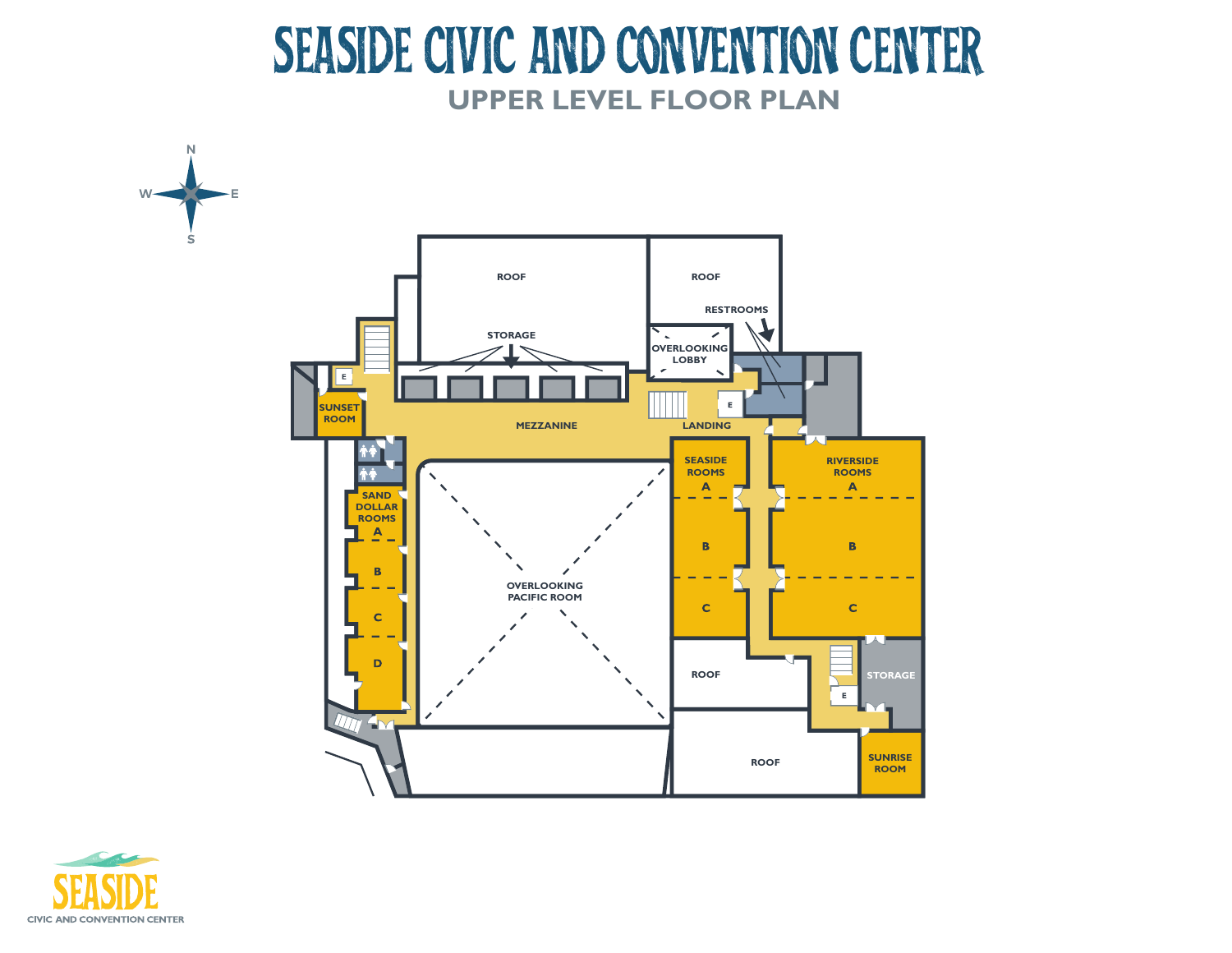# SEASIDE CIVIC AND CONVENTION CENTER

## UPPER LEVEL FLOOR PLAN

N
W E
S

ROOF

ROOF

RESTROOMS

STORAGE

OVERLOOKING LOBBY

E

E

SUNSET ROOM

MEZZANINE

LANDING

SEASIDE ROOMS
A
B
C

RIVERSIDE ROOMS
A
B
C

SAND DOLLAR ROOMS
A
B
C
D

OVERLOOKING PACIFIC ROOM

ROOF

STORAGE

E

ROOF

SUNRISE ROOM

SEASIDE
CIVIC AND CONVENTION CENTER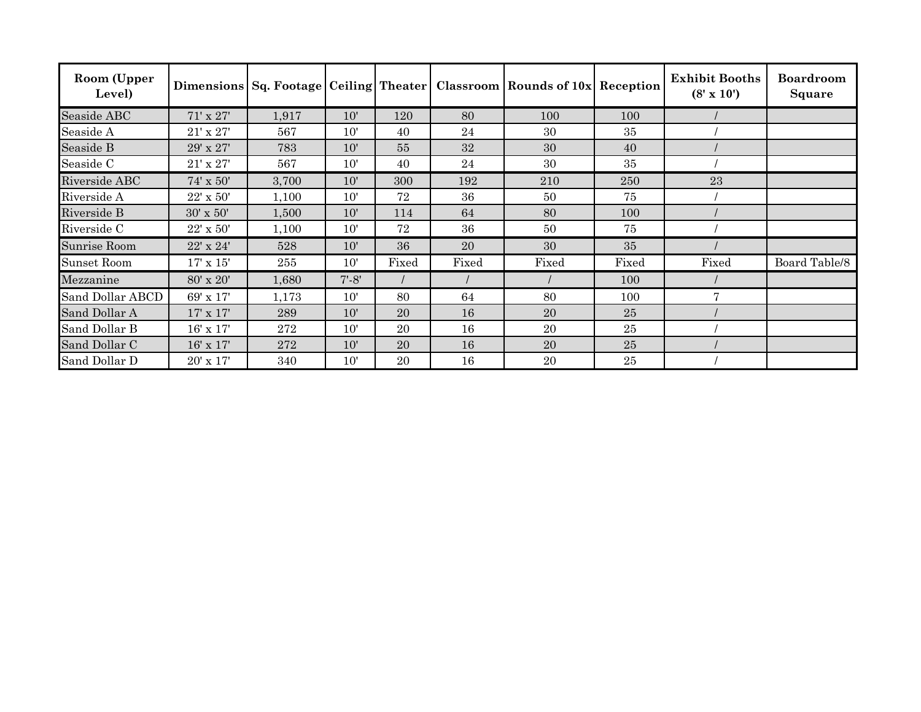| Room (Upper Level) | Dimensions | Sq. Footage | Ceiling | Theater | Classroom | Rounds of 10x | Reception | Exhibit Booths (8' x 10') | Boardroom Square |
|---|---|---|---|---|---|---|---|---|---|
| Seaside ABC | 71' x 27' | 1,917 | 10' | 120 | 80 | 100 | 100 | / | |
| Seaside A | 21' x 27' | 567 | 10' | 40 | 24 | 30 | 35 | / | |
| Seaside B | 29' x 27' | 783 | 10' | 55 | 32 | 30 | 40 | / | |
| Seaside C | 21' x 27' | 567 | 10' | 40 | 24 | 30 | 35 | / | |
| Riverside ABC | 74' x 50' | 3,700 | 10' | 300 | 192 | 210 | 250 | 23 | |
| Riverside A | 22' x 50' | 1,100 | 10' | 72 | 36 | 50 | 75 | / | |
| Riverside B | 30' x 50' | 1,500 | 10' | 114 | 64 | 80 | 100 | / | |
| Riverside C | 22' x 50' | 1,100 | 10' | 72 | 36 | 50 | 75 | / | |
| Sunrise Room | 22' x 24' | 528 | 10' | 36 | 20 | 30 | 35 | / | |
| Sunset Room | 17' x 15' | 255 | 10' | Fixed | Fixed | Fixed | Fixed | Fixed | Board Table/8 |
| Mezzanine | 80' x 20' | 1,680 | 7'-8' | / | / | / | 100 | / | |
| Sand Dollar ABCD | 69' x 17' | 1,173 | 10' | 80 | 64 | 80 | 100 | 7 | |
| Sand Dollar A | 17' x 17' | 289 | 10' | 20 | 16 | 20 | 25 | / | |
| Sand Dollar B | 16' x 17' | 272 | 10' | 20 | 16 | 20 | 25 | / | |
| Sand Dollar C | 16' x 17' | 272 | 10' | 20 | 16 | 20 | 25 | / | |
| Sand Dollar D | 20' x 17' | 340 | 10' | 20 | 16 | 20 | 25 | / | |